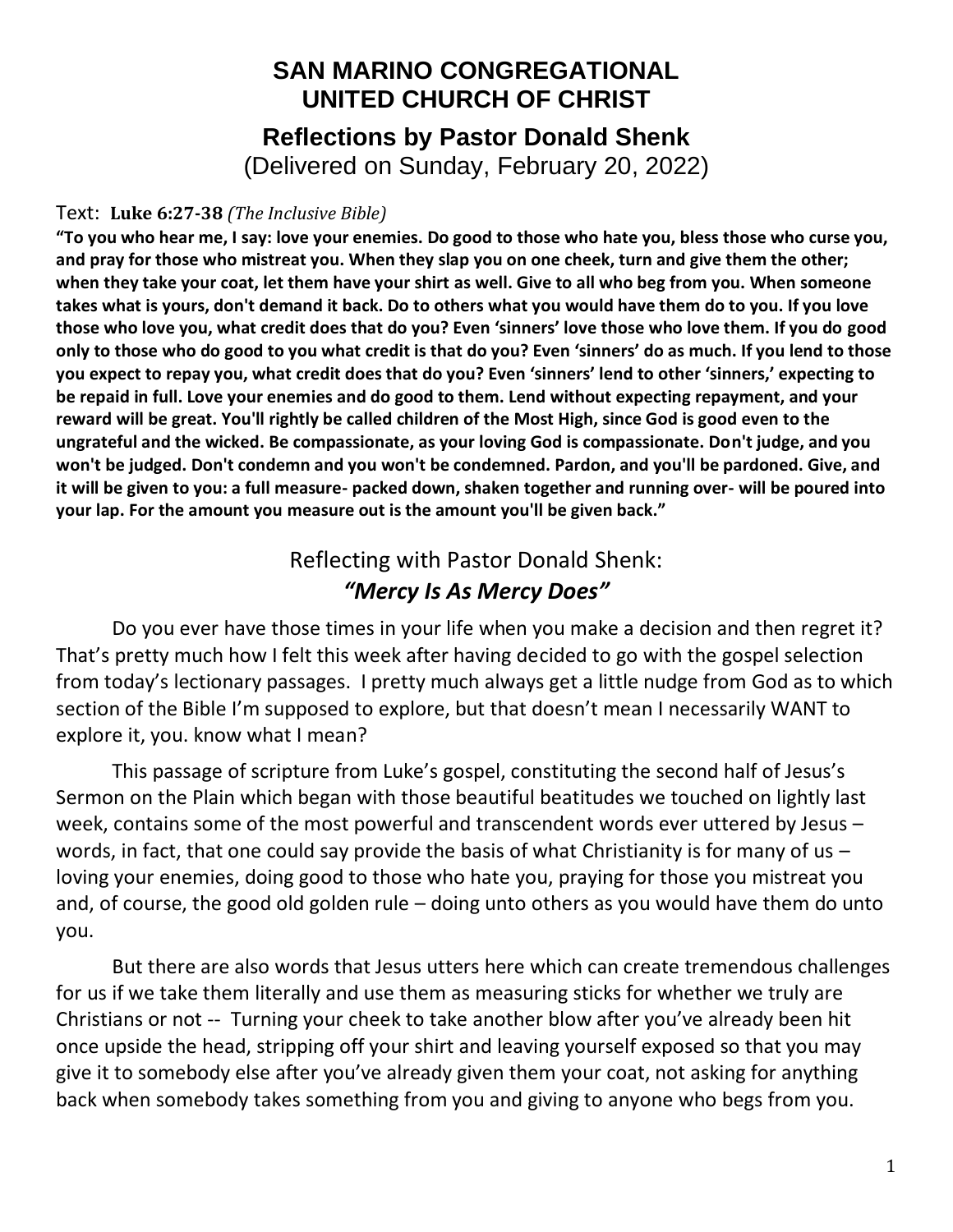# SAN MARINO CONGREGATIONAL UNITED CHURCH OF CHRIST

## Reflections by Pastor Donald Shenk

(Delivered on Sunday, February 20, 2022)

Text: **Luke 6:27-38** *(The Inclusive Bible)*

**"To you who hear me, I say: love your enemies. Do good to those who hate you, bless those who curse you, and pray for those who mistreat you. When they slap you on one cheek, turn and give them the other; when they take your coat, let them have your shirt as well. Give to all who beg from you. When someone takes what is yours, don't demand it back. Do to others what you would have them do to you. If you love those who love you, what credit does that do you? Even 'sinners' love those who love them. If you do good only to those who do good to you what credit is that do you? Even 'sinners' do as much. If you lend to those you expect to repay you, what credit does that do you? Even 'sinners' lend to other 'sinners,' expecting to be repaid in full. Love your enemies and do good to them. Lend without expecting repayment, and your reward will be great. You'll rightly be called children of the Most High, since God is good even to the ungrateful and the wicked. Be compassionate, as your loving God is compassionate. Don't judge, and you won't be judged. Don't condemn and you won't be condemned. Pardon, and you'll be pardoned. Give, and it will be given to you: a full measure- packed down, shaken together and running over- will be poured into your lap. For the amount you measure out is the amount you'll be given back."**

### Reflecting with Pastor Donald Shenk:

### ***"Mercy Is As Mercy Does"***

Do you ever have those times in your life when you make a decision and then regret it? That's pretty much how I felt this week after having decided to go with the gospel selection from today's lectionary passages. I pretty much always get a little nudge from God as to which section of the Bible I'm supposed to explore, but that doesn't mean I necessarily WANT to explore it, you. know what I mean?

This passage of scripture from Luke's gospel, constituting the second half of Jesus's Sermon on the Plain which began with those beautiful beatitudes we touched on lightly last week, contains some of the most powerful and transcendent words ever uttered by Jesus – words, in fact, that one could say provide the basis of what Christianity is for many of us – loving your enemies, doing good to those who hate you, praying for those you mistreat you and, of course, the good old golden rule – doing unto others as you would have them do unto you.

But there are also words that Jesus utters here which can create tremendous challenges for us if we take them literally and use them as measuring sticks for whether we truly are Christians or not -- Turning your cheek to take another blow after you've already been hit once upside the head, stripping off your shirt and leaving yourself exposed so that you may give it to somebody else after you've already given them your coat, not asking for anything back when somebody takes something from you and giving to anyone who begs from you.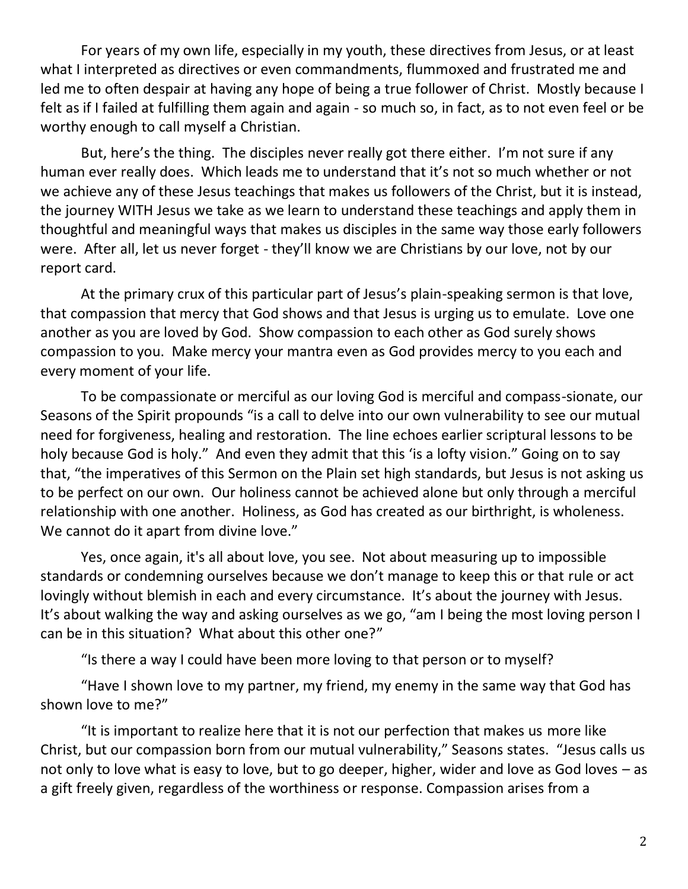For years of my own life, especially in my youth, these directives from Jesus, or at least what I interpreted as directives or even commandments, flummoxed and frustrated me and led me to often despair at having any hope of being a true follower of Christ. Mostly because I felt as if I failed at fulfilling them again and again - so much so, in fact, as to not even feel or be worthy enough to call myself a Christian.

But, here's the thing. The disciples never really got there either. I'm not sure if any human ever really does. Which leads me to understand that it's not so much whether or not we achieve any of these Jesus teachings that makes us followers of the Christ, but it is instead, the journey WITH Jesus we take as we learn to understand these teachings and apply them in thoughtful and meaningful ways that makes us disciples in the same way those early followers were. After all, let us never forget - they'll know we are Christians by our love, not by our report card.

At the primary crux of this particular part of Jesus's plain-speaking sermon is that love, that compassion that mercy that God shows and that Jesus is urging us to emulate. Love one another as you are loved by God. Show compassion to each other as God surely shows compassion to you. Make mercy your mantra even as God provides mercy to you each and every moment of your life.

To be compassionate or merciful as our loving God is merciful and compass-sionate, our Seasons of the Spirit propounds "is a call to delve into our own vulnerability to see our mutual need for forgiveness, healing and restoration. The line echoes earlier scriptural lessons to be holy because God is holy." And even they admit that this 'is a lofty vision." Going on to say that, "the imperatives of this Sermon on the Plain set high standards, but Jesus is not asking us to be perfect on our own. Our holiness cannot be achieved alone but only through a merciful relationship with one another. Holiness, as God has created as our birthright, is wholeness. We cannot do it apart from divine love."

Yes, once again, it's all about love, you see. Not about measuring up to impossible standards or condemning ourselves because we don't manage to keep this or that rule or act lovingly without blemish in each and every circumstance. It's about the journey with Jesus. It's about walking the way and asking ourselves as we go, "am I being the most loving person I can be in this situation? What about this other one?"

"Is there a way I could have been more loving to that person or to myself?

"Have I shown love to my partner, my friend, my enemy in the same way that God has shown love to me?"

"It is important to realize here that it is not our perfection that makes us more like Christ, but our compassion born from our mutual vulnerability," Seasons states. "Jesus calls us not only to love what is easy to love, but to go deeper, higher, wider and love as God loves – as a gift freely given, regardless of the worthiness or response. Compassion arises from a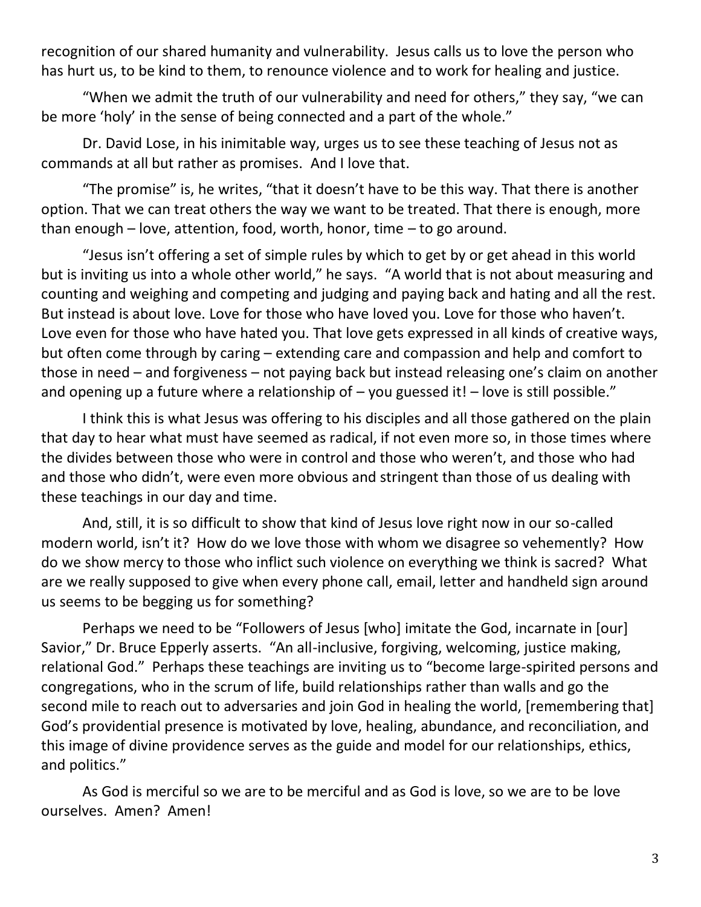recognition of our shared humanity and vulnerability. Jesus calls us to love the person who has hurt us, to be kind to them, to renounce violence and to work for healing and justice.

"When we admit the truth of our vulnerability and need for others," they say, "we can be more 'holy' in the sense of being connected and a part of the whole."

Dr. David Lose, in his inimitable way, urges us to see these teaching of Jesus not as commands at all but rather as promises. And I love that.

"The promise" is, he writes, "that it doesn't have to be this way. That there is another option. That we can treat others the way we want to be treated. That there is enough, more than enough – love, attention, food, worth, honor, time – to go around.

"Jesus isn't offering a set of simple rules by which to get by or get ahead in this world but is inviting us into a whole other world," he says. "A world that is not about measuring and counting and weighing and competing and judging and paying back and hating and all the rest. But instead is about love. Love for those who have loved you. Love for those who haven't. Love even for those who have hated you. That love gets expressed in all kinds of creative ways, but often come through by caring – extending care and compassion and help and comfort to those in need – and forgiveness – not paying back but instead releasing one's claim on another and opening up a future where a relationship of – you guessed it! – love is still possible."

I think this is what Jesus was offering to his disciples and all those gathered on the plain that day to hear what must have seemed as radical, if not even more so, in those times where the divides between those who were in control and those who weren't, and those who had and those who didn't, were even more obvious and stringent than those of us dealing with these teachings in our day and time.

And, still, it is so difficult to show that kind of Jesus love right now in our so-called modern world, isn't it? How do we love those with whom we disagree so vehemently? How do we show mercy to those who inflict such violence on everything we think is sacred? What are we really supposed to give when every phone call, email, letter and handheld sign around us seems to be begging us for something?

Perhaps we need to be "Followers of Jesus [who] imitate the God, incarnate in [our] Savior," Dr. Bruce Epperly asserts. "An all-inclusive, forgiving, welcoming, justice making, relational God." Perhaps these teachings are inviting us to "become large-spirited persons and congregations, who in the scrum of life, build relationships rather than walls and go the second mile to reach out to adversaries and join God in healing the world, [remembering that] God's providential presence is motivated by love, healing, abundance, and reconciliation, and this image of divine providence serves as the guide and model for our relationships, ethics, and politics."

As God is merciful so we are to be merciful and as God is love, so we are to be love ourselves. Amen? Amen!